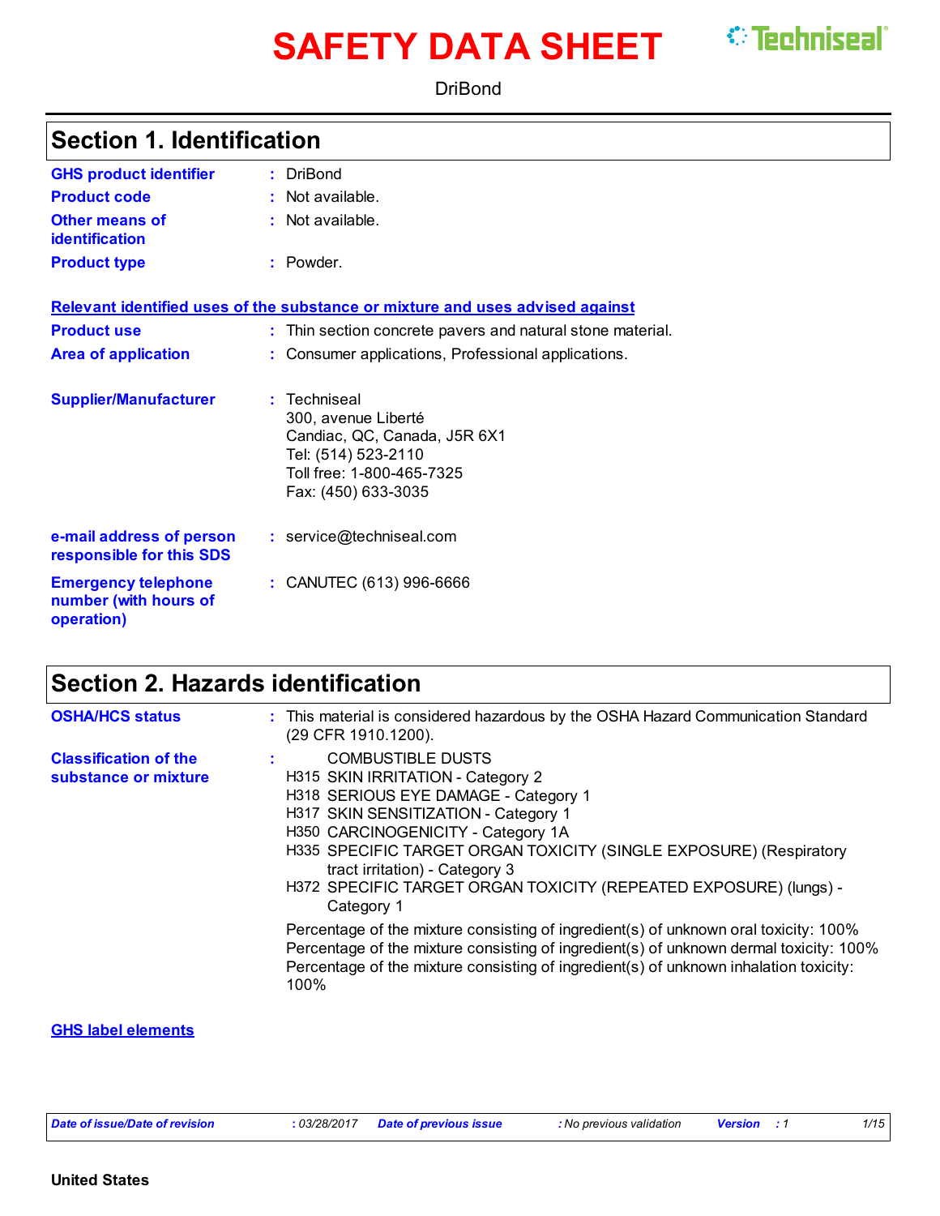# SAFETY DATA SHEET

DriBond

## Section 1. Identification

**GHS product identifier** : DriBond

**Product code** : Not available.

**Other means of identification** : Not available.

**Product type** : Powder.

**Relevant identified uses of the substance or mixture and uses advised against**

**Product use** : Thin section concrete pavers and natural stone material.

**Area of application** : Consumer applications, Professional applications.

**Supplier/Manufacturer** : Techniseal
300, avenue Liberté
Candiac, QC, Canada, J5R 6X1
Tel: (514) 523-2110
Toll free: 1-800-465-7325
Fax: (450) 633-3035

**e-mail address of person responsible for this SDS** : service@techniseal.com

**Emergency telephone number (with hours of operation)** : CANUTEC (613) 996-6666

## Section 2. Hazards identification

**OSHA/HCS status** : This material is considered hazardous by the OSHA Hazard Communication Standard (29 CFR 1910.1200).

**Classification of the substance or mixture** :
COMBUSTIBLE DUSTS
H315 SKIN IRRITATION - Category 2
H318 SERIOUS EYE DAMAGE - Category 1
H317 SKIN SENSITIZATION - Category 1
H350 CARCINOGENICITY - Category 1A
H335 SPECIFIC TARGET ORGAN TOXICITY (SINGLE EXPOSURE) (Respiratory tract irritation) - Category 3
H372 SPECIFIC TARGET ORGAN TOXICITY (REPEATED EXPOSURE) (lungs) - Category 1

Percentage of the mixture consisting of ingredient(s) of unknown oral toxicity: 100%
Percentage of the mixture consisting of ingredient(s) of unknown dermal toxicity: 100%
Percentage of the mixture consisting of ingredient(s) of unknown inhalation toxicity: 100%

**GHS label elements**

*Date of issue/Date of revision* : 03/28/2017 *Date of previous issue* : No previous validation *Version* : 1

United States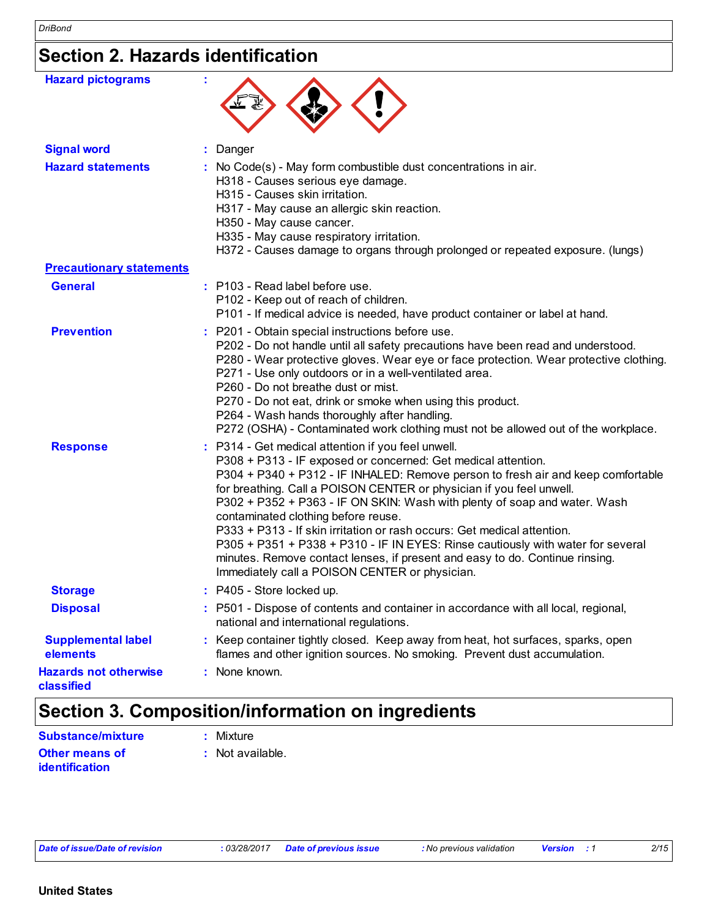## Section 2. Hazards identification

**Hazard pictograms** :

**Signal word** : Danger

**Hazard statements** : No Code(s) - May form combustible dust concentrations in air.
H318 - Causes serious eye damage.
H315 - Causes skin irritation.
H317 - May cause an allergic skin reaction.
H350 - May cause cancer.
H335 - May cause respiratory irritation.
H372 - Causes damage to organs through prolonged or repeated exposure. (lungs)

**Precautionary statements**

**General** : P103 - Read label before use.
P102 - Keep out of reach of children.
P101 - If medical advice is needed, have product container or label at hand.

**Prevention** : P201 - Obtain special instructions before use.
P202 - Do not handle until all safety precautions have been read and understood.
P280 - Wear protective gloves. Wear eye or face protection. Wear protective clothing.
P271 - Use only outdoors or in a well-ventilated area.
P260 - Do not breathe dust or mist.
P270 - Do not eat, drink or smoke when using this product.
P264 - Wash hands thoroughly after handling.
P272 (OSHA) - Contaminated work clothing must not be allowed out of the workplace.

**Response** : P314 - Get medical attention if you feel unwell.
P308 + P313 - IF exposed or concerned: Get medical attention.
P304 + P340 + P312 - IF INHALED: Remove person to fresh air and keep comfortable for breathing. Call a POISON CENTER or physician if you feel unwell.
P302 + P352 + P363 - IF ON SKIN: Wash with plenty of soap and water. Wash contaminated clothing before reuse.
P333 + P313 - If skin irritation or rash occurs: Get medical attention.
P305 + P351 + P338 + P310 - IF IN EYES: Rinse cautiously with water for several minutes. Remove contact lenses, if present and easy to do. Continue rinsing. Immediately call a POISON CENTER or physician.

**Storage** : P405 - Store locked up.

**Disposal** : P501 - Dispose of contents and container in accordance with all local, regional, national and international regulations.

**Supplemental label elements** : Keep container tightly closed. Keep away from heat, hot surfaces, sparks, open flames and other ignition sources. No smoking. Prevent dust accumulation.

**Hazards not otherwise classified** : None known.

## Section 3. Composition/information on ingredients

**Substance/mixture** : Mixture

**Other means of identification** : Not available.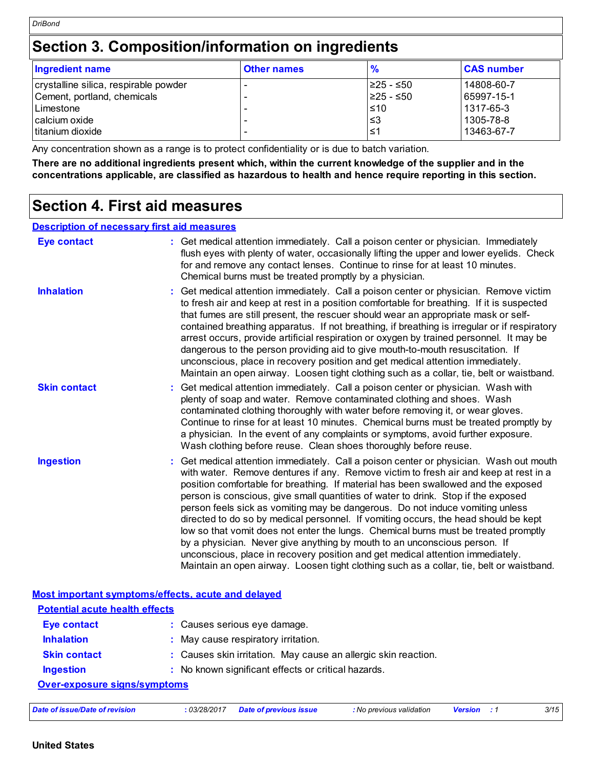## Section 3. Composition/information on ingredients

| Ingredient name | Other names | % | CAS number |
|---|---|---|---|
| crystalline silica, respirable powder | - | ≥25 - ≤50 | 14808-60-7 |
| Cement, portland, chemicals | - | ≥25 - ≤50 | 65997-15-1 |
| Limestone | - | ≤10 | 1317-65-3 |
| calcium oxide | - | ≤3 | 1305-78-8 |
| titanium dioxide | - | ≤1 | 13463-67-7 |

Any concentration shown as a range is to protect confidentiality or is due to batch variation.

**There are no additional ingredients present which, within the current knowledge of the supplier and in the concentrations applicable, are classified as hazardous to health and hence require reporting in this section.**

## Section 4. First aid measures

### Description of necessary first aid measures

**Eye contact** : Get medical attention immediately. Call a poison center or physician. Immediately flush eyes with plenty of water, occasionally lifting the upper and lower eyelids. Check for and remove any contact lenses. Continue to rinse for at least 10 minutes. Chemical burns must be treated promptly by a physician.

**Inhalation** : Get medical attention immediately. Call a poison center or physician. Remove victim to fresh air and keep at rest in a position comfortable for breathing. If it is suspected that fumes are still present, the rescuer should wear an appropriate mask or self-contained breathing apparatus. If not breathing, if breathing is irregular or if respiratory arrest occurs, provide artificial respiration or oxygen by trained personnel. It may be dangerous to the person providing aid to give mouth-to-mouth resuscitation. If unconscious, place in recovery position and get medical attention immediately. Maintain an open airway. Loosen tight clothing such as a collar, tie, belt or waistband.

**Skin contact** : Get medical attention immediately. Call a poison center or physician. Wash with plenty of soap and water. Remove contaminated clothing and shoes. Wash contaminated clothing thoroughly with water before removing it, or wear gloves. Continue to rinse for at least 10 minutes. Chemical burns must be treated promptly by a physician. In the event of any complaints or symptoms, avoid further exposure. Wash clothing before reuse. Clean shoes thoroughly before reuse.

**Ingestion** : Get medical attention immediately. Call a poison center or physician. Wash out mouth with water. Remove dentures if any. Remove victim to fresh air and keep at rest in a position comfortable for breathing. If material has been swallowed and the exposed person is conscious, give small quantities of water to drink. Stop if the exposed person feels sick as vomiting may be dangerous. Do not induce vomiting unless directed to do so by medical personnel. If vomiting occurs, the head should be kept low so that vomit does not enter the lungs. Chemical burns must be treated promptly by a physician. Never give anything by mouth to an unconscious person. If unconscious, place in recovery position and get medical attention immediately. Maintain an open airway. Loosen tight clothing such as a collar, tie, belt or waistband.

### Most important symptoms/effects, acute and delayed

#### Potential acute health effects

**Eye contact** : Causes serious eye damage.

**Inhalation** : May cause respiratory irritation.

**Skin contact** : Causes skin irritation. May cause an allergic skin reaction.

**Ingestion** : No known significant effects or critical hazards.

#### Over-exposure signs/symptoms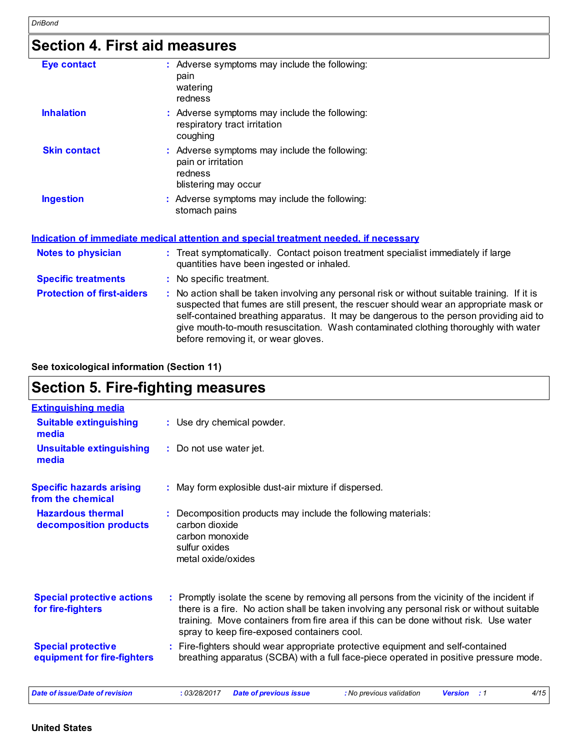## Section 4. First aid measures

**Eye contact** : Adverse symptoms may include the following:
pain
watering
redness

**Inhalation** : Adverse symptoms may include the following:
respiratory tract irritation
coughing

**Skin contact** : Adverse symptoms may include the following:
pain or irritation
redness
blistering may occur

**Ingestion** : Adverse symptoms may include the following:
stomach pains

### Indication of immediate medical attention and special treatment needed, if necessary

**Notes to physician** : Treat symptomatically. Contact poison treatment specialist immediately if large quantities have been ingested or inhaled.

**Specific treatments** : No specific treatment.

**Protection of first-aiders** : No action shall be taken involving any personal risk or without suitable training. If it is suspected that fumes are still present, the rescuer should wear an appropriate mask or self-contained breathing apparatus. It may be dangerous to the person providing aid to give mouth-to-mouth resuscitation. Wash contaminated clothing thoroughly with water before removing it, or wear gloves.

**See toxicological information (Section 11)**

## Section 5. Fire-fighting measures

### Extinguishing media

**Suitable extinguishing media** : Use dry chemical powder.

**Unsuitable extinguishing media** : Do not use water jet.

**Specific hazards arising from the chemical** : May form explosible dust-air mixture if dispersed.

**Hazardous thermal decomposition products** : Decomposition products may include the following materials:
carbon dioxide
carbon monoxide
sulfur oxides
metal oxide/oxides

**Special protective actions for fire-fighters** : Promptly isolate the scene by removing all persons from the vicinity of the incident if there is a fire. No action shall be taken involving any personal risk or without suitable training. Move containers from fire area if this can be done without risk. Use water spray to keep fire-exposed containers cool.

**Special protective equipment for fire-fighters** : Fire-fighters should wear appropriate protective equipment and self-contained breathing apparatus (SCBA) with a full face-piece operated in positive pressure mode.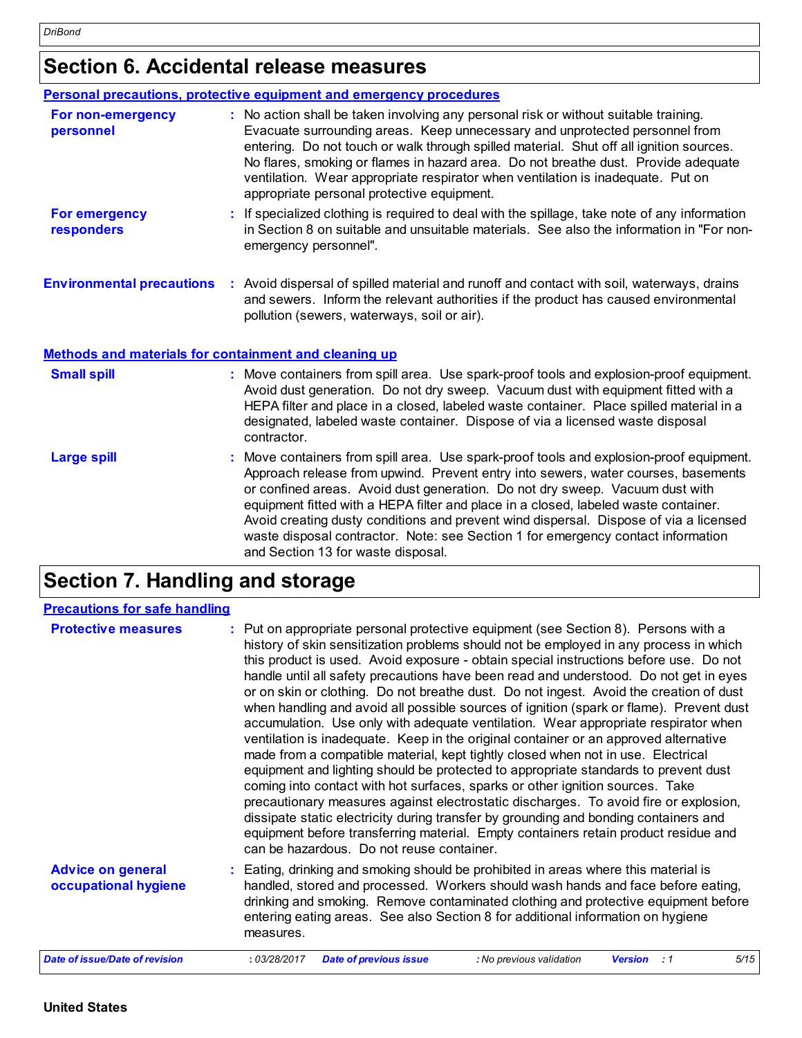## Section 6. Accidental release measures

### Personal precautions, protective equipment and emergency procedures

**For non-emergency personnel** : No action shall be taken involving any personal risk or without suitable training. Evacuate surrounding areas. Keep unnecessary and unprotected personnel from entering. Do not touch or walk through spilled material. Shut off all ignition sources. No flares, smoking or flames in hazard area. Do not breathe dust. Provide adequate ventilation. Wear appropriate respirator when ventilation is inadequate. Put on appropriate personal protective equipment.

**For emergency responders** : If specialized clothing is required to deal with the spillage, take note of any information in Section 8 on suitable and unsuitable materials. See also the information in "For non-emergency personnel".

**Environmental precautions** : Avoid dispersal of spilled material and runoff and contact with soil, waterways, drains and sewers. Inform the relevant authorities if the product has caused environmental pollution (sewers, waterways, soil or air).

### Methods and materials for containment and cleaning up

**Small spill** : Move containers from spill area. Use spark-proof tools and explosion-proof equipment. Avoid dust generation. Do not dry sweep. Vacuum dust with equipment fitted with a HEPA filter and place in a closed, labeled waste container. Place spilled material in a designated, labeled waste container. Dispose of via a licensed waste disposal contractor.

**Large spill** : Move containers from spill area. Use spark-proof tools and explosion-proof equipment. Approach release from upwind. Prevent entry into sewers, water courses, basements or confined areas. Avoid dust generation. Do not dry sweep. Vacuum dust with equipment fitted with a HEPA filter and place in a closed, labeled waste container. Avoid creating dusty conditions and prevent wind dispersal. Dispose of via a licensed waste disposal contractor. Note: see Section 1 for emergency contact information and Section 13 for waste disposal.

## Section 7. Handling and storage

### Precautions for safe handling

**Protective measures** : Put on appropriate personal protective equipment (see Section 8). Persons with a history of skin sensitization problems should not be employed in any process in which this product is used. Avoid exposure - obtain special instructions before use. Do not handle until all safety precautions have been read and understood. Do not get in eyes or on skin or clothing. Do not breathe dust. Do not ingest. Avoid the creation of dust when handling and avoid all possible sources of ignition (spark or flame). Prevent dust accumulation. Use only with adequate ventilation. Wear appropriate respirator when ventilation is inadequate. Keep in the original container or an approved alternative made from a compatible material, kept tightly closed when not in use. Electrical equipment and lighting should be protected to appropriate standards to prevent dust coming into contact with hot surfaces, sparks or other ignition sources. Take precautionary measures against electrostatic discharges. To avoid fire or explosion, dissipate static electricity during transfer by grounding and bonding containers and equipment before transferring material. Empty containers retain product residue and can be hazardous. Do not reuse container.

**Advice on general occupational hygiene** : Eating, drinking and smoking should be prohibited in areas where this material is handled, stored and processed. Workers should wash hands and face before eating, drinking and smoking. Remove contaminated clothing and protective equipment before entering eating areas. See also Section 8 for additional information on hygiene measures.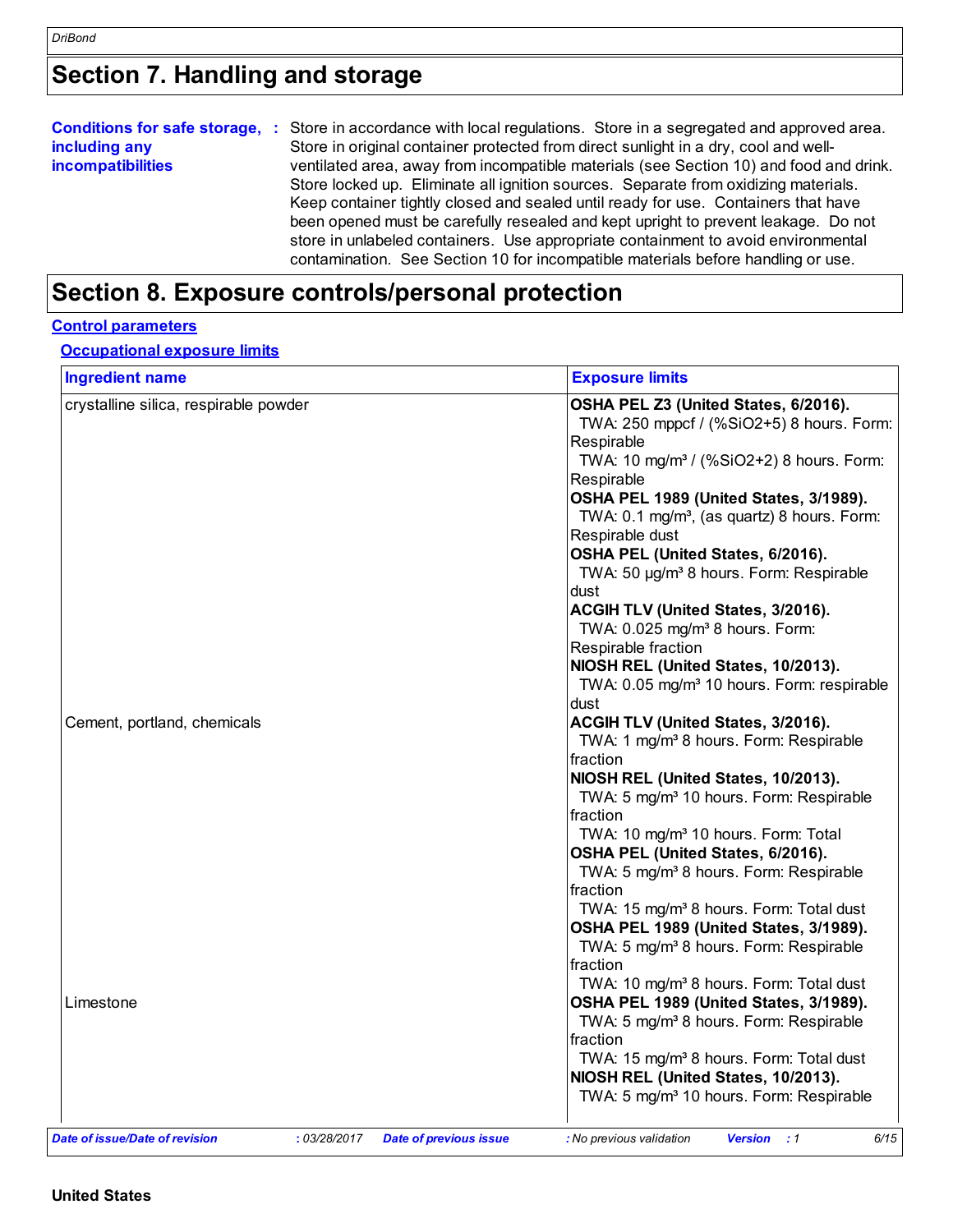# Section 7. Handling and storage

**Conditions for safe storage, including any incompatibilities** : Store in accordance with local regulations. Store in a segregated and approved area. Store in original container protected from direct sunlight in a dry, cool and well-ventilated area, away from incompatible materials (see Section 10) and food and drink. Store locked up. Eliminate all ignition sources. Separate from oxidizing materials. Keep container tightly closed and sealed until ready for use. Containers that have been opened must be carefully resealed and kept upright to prevent leakage. Do not store in unlabeled containers. Use appropriate containment to avoid environmental contamination. See Section 10 for incompatible materials before handling or use.

# Section 8. Exposure controls/personal protection

## Control parameters

### Occupational exposure limits

| Ingredient name | Exposure limits |
|---|---|
| crystalline silica, respirable powder | **OSHA PEL Z3 (United States, 6/2016).**<br>TWA: 250 mppcf / (%SiO2+5) 8 hours. Form: Respirable<br>TWA: 10 mg/m³ / (%SiO2+2) 8 hours. Form: Respirable<br>**OSHA PEL 1989 (United States, 3/1989).**<br>TWA: 0.1 mg/m³, (as quartz) 8 hours. Form: Respirable dust<br>**OSHA PEL (United States, 6/2016).**<br>TWA: 50 µg/m³ 8 hours. Form: Respirable dust<br>**ACGIH TLV (United States, 3/2016).**<br>TWA: 0.025 mg/m³ 8 hours. Form: Respirable fraction<br>**NIOSH REL (United States, 10/2013).**<br>TWA: 0.05 mg/m³ 10 hours. Form: respirable dust |
| Cement, portland, chemicals | **ACGIH TLV (United States, 3/2016).**<br>TWA: 1 mg/m³ 8 hours. Form: Respirable fraction<br>**NIOSH REL (United States, 10/2013).**<br>TWA: 5 mg/m³ 10 hours. Form: Respirable fraction<br>TWA: 10 mg/m³ 10 hours. Form: Total<br>**OSHA PEL (United States, 6/2016).**<br>TWA: 5 mg/m³ 8 hours. Form: Respirable fraction<br>TWA: 15 mg/m³ 8 hours. Form: Total dust<br>**OSHA PEL 1989 (United States, 3/1989).**<br>TWA: 5 mg/m³ 8 hours. Form: Respirable fraction<br>TWA: 10 mg/m³ 8 hours. Form: Total dust |
| Limestone | **OSHA PEL 1989 (United States, 3/1989).**<br>TWA: 5 mg/m³ 8 hours. Form: Respirable fraction<br>TWA: 15 mg/m³ 8 hours. Form: Total dust<br>**NIOSH REL (United States, 10/2013).**<br>TWA: 5 mg/m³ 10 hours. Form: Respirable |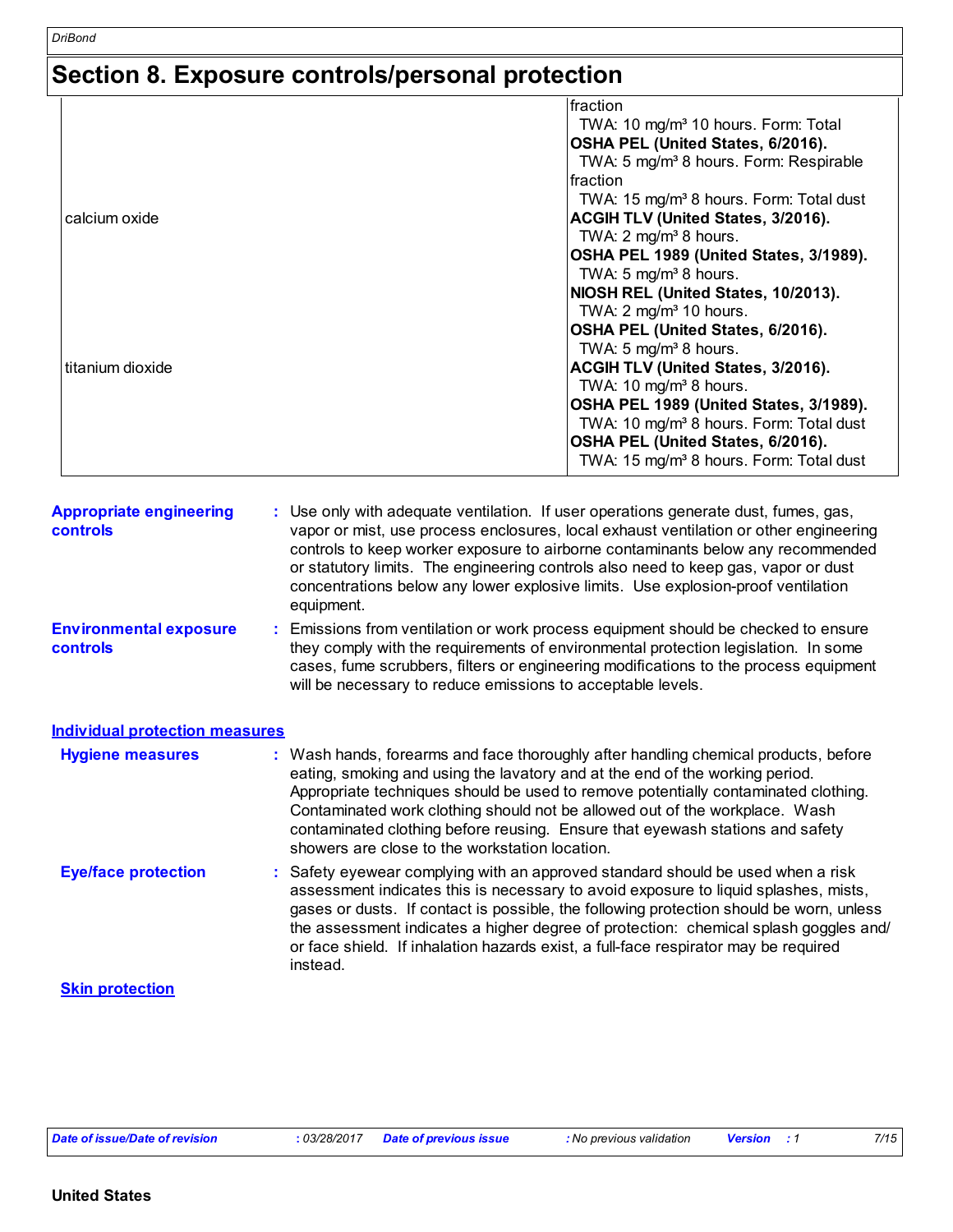# Section 8. Exposure controls/personal protection

| | |
|---|---|
| | fraction<br>TWA: 10 mg/m³ 10 hours. Form: Total<br>**OSHA PEL (United States, 6/2016).**<br>TWA: 5 mg/m³ 8 hours. Form: Respirable fraction<br>TWA: 15 mg/m³ 8 hours. Form: Total dust |
| calcium oxide | **ACGIH TLV (United States, 3/2016).**<br>TWA: 2 mg/m³ 8 hours.<br>**OSHA PEL 1989 (United States, 3/1989).**<br>TWA: 5 mg/m³ 8 hours.<br>**NIOSH REL (United States, 10/2013).**<br>TWA: 2 mg/m³ 10 hours.<br>**OSHA PEL (United States, 6/2016).**<br>TWA: 5 mg/m³ 8 hours. |
| titanium dioxide | **ACGIH TLV (United States, 3/2016).**<br>TWA: 10 mg/m³ 8 hours.<br>**OSHA PEL 1989 (United States, 3/1989).**<br>TWA: 10 mg/m³ 8 hours. Form: Total dust<br>**OSHA PEL (United States, 6/2016).**<br>TWA: 15 mg/m³ 8 hours. Form: Total dust |

**Appropriate engineering controls** : Use only with adequate ventilation. If user operations generate dust, fumes, gas, vapor or mist, use process enclosures, local exhaust ventilation or other engineering controls to keep worker exposure to airborne contaminants below any recommended or statutory limits. The engineering controls also need to keep gas, vapor or dust concentrations below any lower explosive limits. Use explosion-proof ventilation equipment.

**Environmental exposure controls** : Emissions from ventilation or work process equipment should be checked to ensure they comply with the requirements of environmental protection legislation. In some cases, fume scrubbers, filters or engineering modifications to the process equipment will be necessary to reduce emissions to acceptable levels.

## Individual protection measures

**Hygiene measures** : Wash hands, forearms and face thoroughly after handling chemical products, before eating, smoking and using the lavatory and at the end of the working period. Appropriate techniques should be used to remove potentially contaminated clothing. Contaminated work clothing should not be allowed out of the workplace. Wash contaminated clothing before reusing. Ensure that eyewash stations and safety showers are close to the workstation location.

**Eye/face protection** : Safety eyewear complying with an approved standard should be used when a risk assessment indicates this is necessary to avoid exposure to liquid splashes, mists, gases or dusts. If contact is possible, the following protection should be worn, unless the assessment indicates a higher degree of protection: chemical splash goggles and/or face shield. If inhalation hazards exist, a full-face respirator may be required instead.

### Skin protection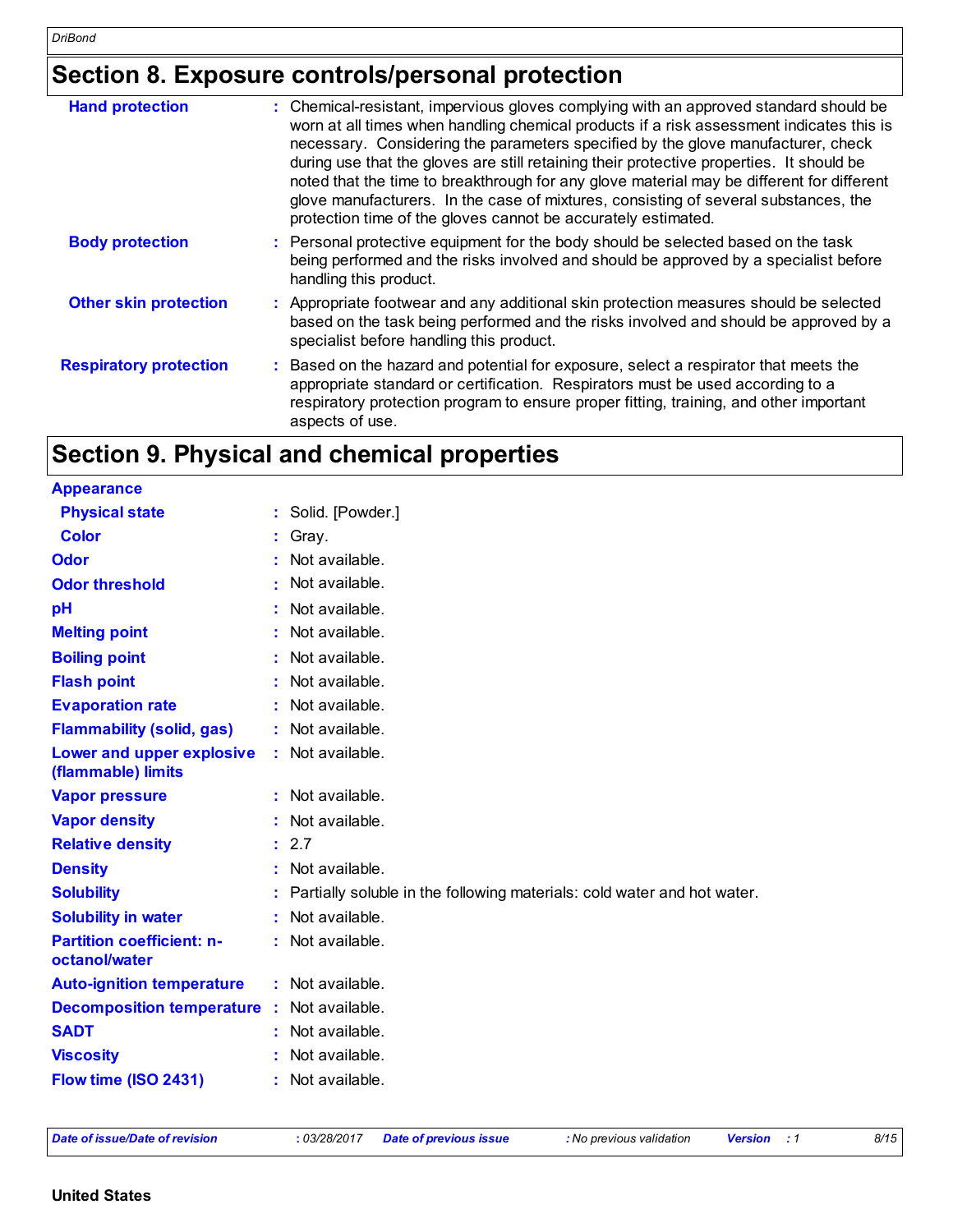# Section 8. Exposure controls/personal protection

**Hand protection** : Chemical-resistant, impervious gloves complying with an approved standard should be worn at all times when handling chemical products if a risk assessment indicates this is necessary. Considering the parameters specified by the glove manufacturer, check during use that the gloves are still retaining their protective properties. It should be noted that the time to breakthrough for any glove material may be different for different glove manufacturers. In the case of mixtures, consisting of several substances, the protection time of the gloves cannot be accurately estimated.

**Body protection** : Personal protective equipment for the body should be selected based on the task being performed and the risks involved and should be approved by a specialist before handling this product.

**Other skin protection** : Appropriate footwear and any additional skin protection measures should be selected based on the task being performed and the risks involved and should be approved by a specialist before handling this product.

**Respiratory protection** : Based on the hazard and potential for exposure, select a respirator that meets the appropriate standard or certification. Respirators must be used according to a respiratory protection program to ensure proper fitting, training, and other important aspects of use.

# Section 9. Physical and chemical properties

**Appearance**

**Physical state** : Solid. [Powder.]

**Color** : Gray.

**Odor** : Not available.

**Odor threshold** : Not available.

**pH** : Not available.

**Melting point** : Not available.

**Boiling point** : Not available.

**Flash point** : Not available.

**Evaporation rate** : Not available.

**Flammability (solid, gas)** : Not available.

**Lower and upper explosive (flammable) limits** : Not available.

**Vapor pressure** : Not available.

**Vapor density** : Not available.

**Relative density** : 2.7

**Density** : Not available.

**Solubility** : Partially soluble in the following materials: cold water and hot water.

**Solubility in water** : Not available.

**Partition coefficient: n-octanol/water** : Not available.

**Auto-ignition temperature** : Not available.

**Decomposition temperature** : Not available.

**SADT** : Not available.

**Viscosity** : Not available.

**Flow time (ISO 2431)** : Not available.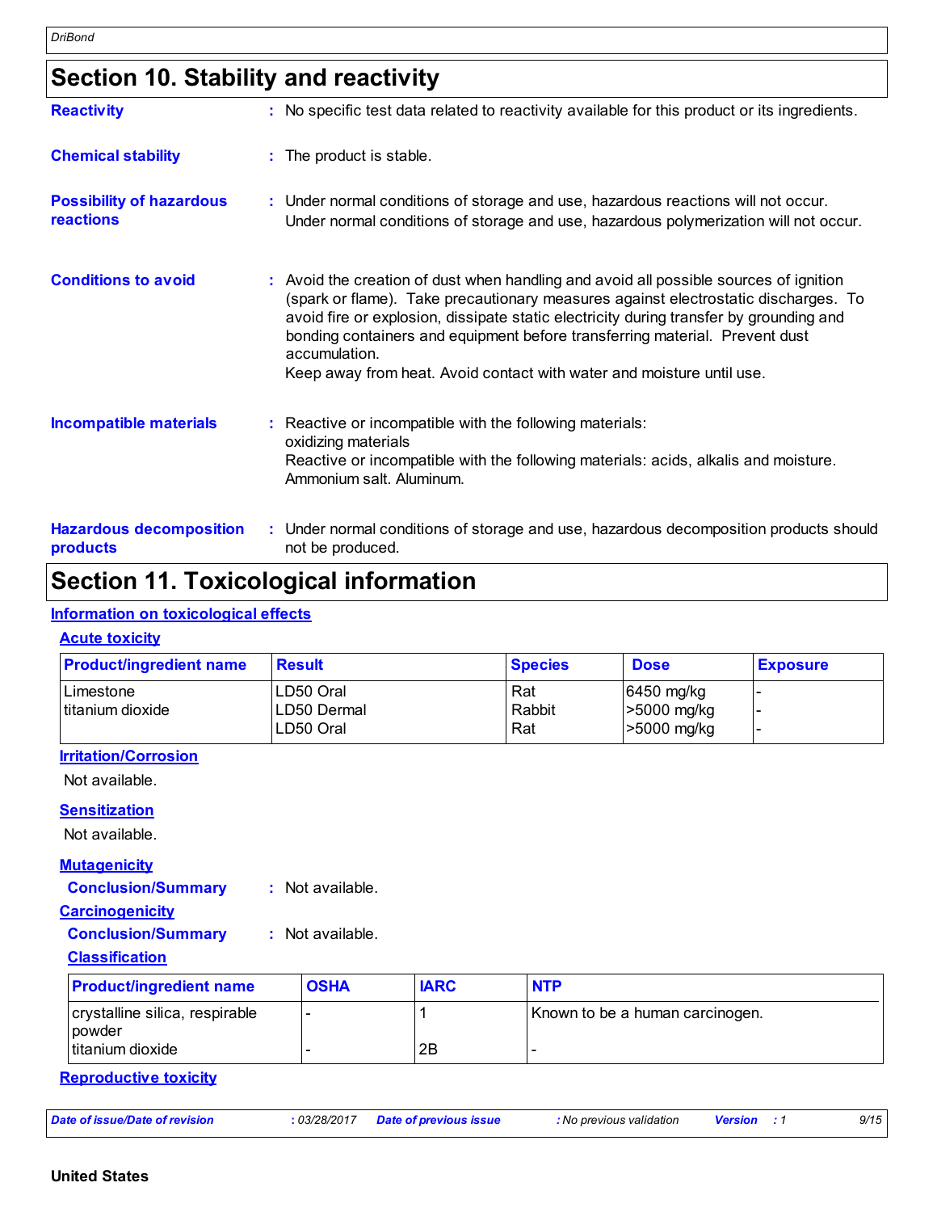## Section 10. Stability and reactivity

**Reactivity** : No specific test data related to reactivity available for this product or its ingredients.

**Chemical stability** : The product is stable.

**Possibility of hazardous reactions** : Under normal conditions of storage and use, hazardous reactions will not occur. Under normal conditions of storage and use, hazardous polymerization will not occur.

**Conditions to avoid** : Avoid the creation of dust when handling and avoid all possible sources of ignition (spark or flame). Take precautionary measures against electrostatic discharges. To avoid fire or explosion, dissipate static electricity during transfer by grounding and bonding containers and equipment before transferring material. Prevent dust accumulation.
Keep away from heat. Avoid contact with water and moisture until use.

**Incompatible materials** : Reactive or incompatible with the following materials:
oxidizing materials
Reactive or incompatible with the following materials: acids, alkalis and moisture.
Ammonium salt. Aluminum.

**Hazardous decomposition products** : Under normal conditions of storage and use, hazardous decomposition products should not be produced.

## Section 11. Toxicological information

### Information on toxicological effects

#### Acute toxicity

| Product/ingredient name | Result | Species | Dose | Exposure |
|---|---|---|---|---|
| Limestone | LD50 Oral | Rat | 6450 mg/kg | - |
| titanium dioxide | LD50 Dermal | Rabbit | >5000 mg/kg | - |
| | LD50 Oral | Rat | >5000 mg/kg | - |

#### Irritation/Corrosion

Not available.

#### Sensitization

Not available.

#### Mutagenicity

**Conclusion/Summary** : Not available.

#### Carcinogenicity

**Conclusion/Summary** : Not available.

#### Classification

| Product/ingredient name | OSHA | IARC | NTP |
|---|---|---|---|
| crystalline silica, respirable powder | - | 1 | Known to be a human carcinogen. |
| titanium dioxide | - | 2B | - |

#### Reproductive toxicity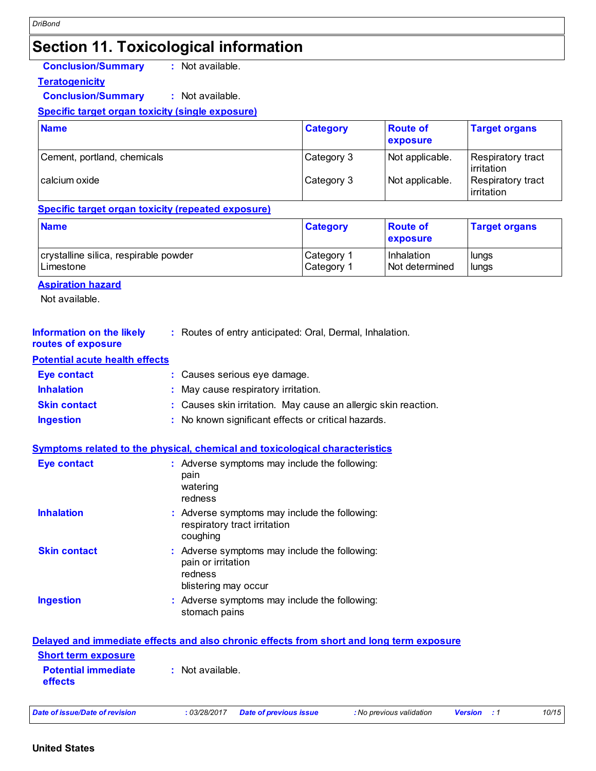# Section 11. Toxicological information

**Conclusion/Summary** : Not available.

**Teratogenicity**

**Conclusion/Summary** : Not available.

**Specific target organ toxicity (single exposure)**

| Name | Category | Route of exposure | Target organs |
|---|---|---|---|
| Cement, portland, chemicals | Category 3 | Not applicable. | Respiratory tract irritation |
| calcium oxide | Category 3 | Not applicable. | Respiratory tract irritation |

**Specific target organ toxicity (repeated exposure)**

| Name | Category | Route of exposure | Target organs |
|---|---|---|---|
| crystalline silica, respirable powder | Category 1 | Inhalation | lungs |
| Limestone | Category 1 | Not determined | lungs |

**Aspiration hazard**

Not available.

**Information on the likely routes of exposure** : Routes of entry anticipated: Oral, Dermal, Inhalation.

**Potential acute health effects**

**Eye contact** : Causes serious eye damage.

**Inhalation** : May cause respiratory irritation.

**Skin contact** : Causes skin irritation. May cause an allergic skin reaction.

**Ingestion** : No known significant effects or critical hazards.

**Symptoms related to the physical, chemical and toxicological characteristics**

**Eye contact** : Adverse symptoms may include the following:
pain
watering
redness

**Inhalation** : Adverse symptoms may include the following:
respiratory tract irritation
coughing

**Skin contact** : Adverse symptoms may include the following:
pain or irritation
redness
blistering may occur

**Ingestion** : Adverse symptoms may include the following:
stomach pains

**Delayed and immediate effects and also chronic effects from short and long term exposure**

**Short term exposure**

**Potential immediate effects** : Not available.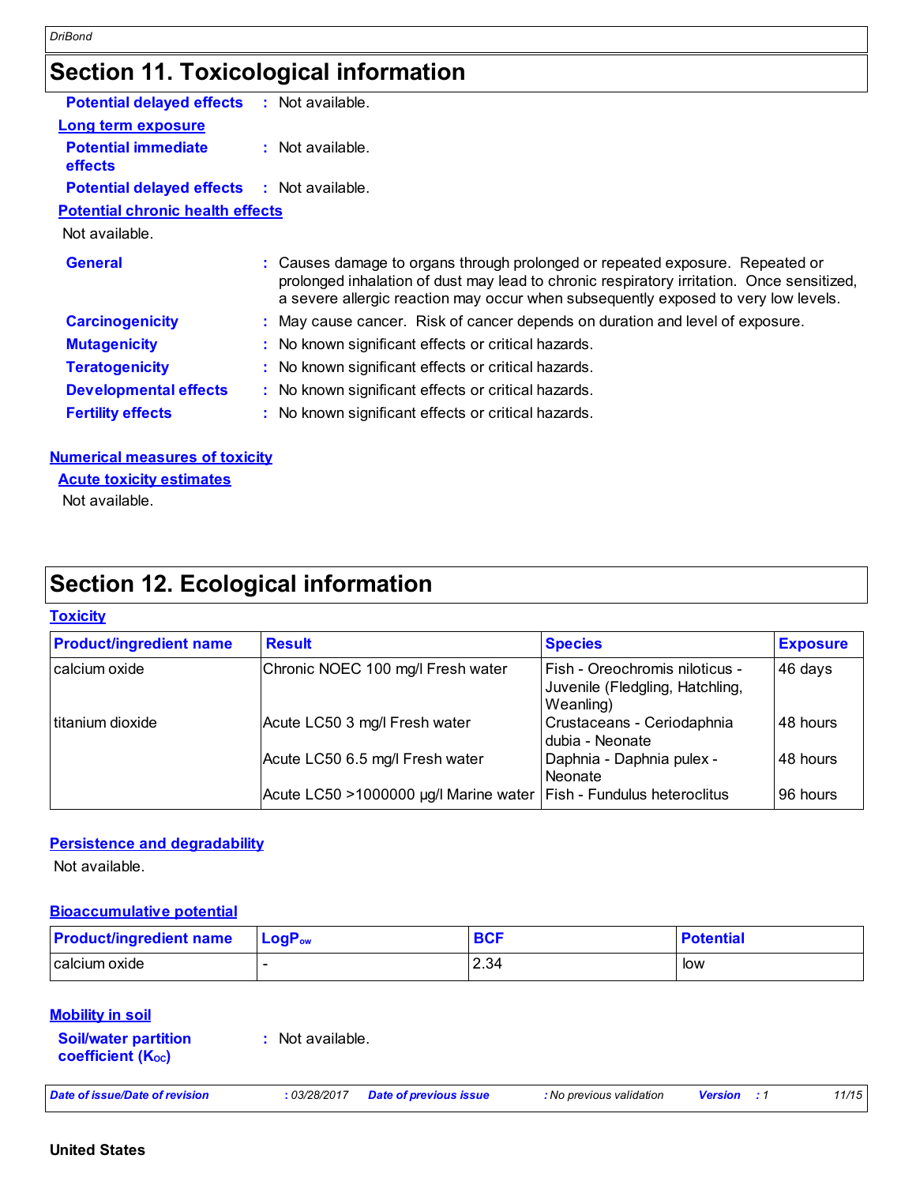## Section 11. Toxicological information

**Potential delayed effects** : Not available.

**Long term exposure**

**Potential immediate effects** : Not available.

**Potential delayed effects** : Not available.

**Potential chronic health effects**

Not available.

**General** : Causes damage to organs through prolonged or repeated exposure. Repeated or prolonged inhalation of dust may lead to chronic respiratory irritation. Once sensitized, a severe allergic reaction may occur when subsequently exposed to very low levels.

**Carcinogenicity** : May cause cancer. Risk of cancer depends on duration and level of exposure.

**Mutagenicity** : No known significant effects or critical hazards.

**Teratogenicity** : No known significant effects or critical hazards.

**Developmental effects** : No known significant effects or critical hazards.

**Fertility effects** : No known significant effects or critical hazards.

**Numerical measures of toxicity**

**Acute toxicity estimates**

Not available.

## Section 12. Ecological information

**Toxicity**

| Product/ingredient name | Result | Species | Exposure |
|---|---|---|---|
| calcium oxide | Chronic NOEC 100 mg/l Fresh water | Fish - Oreochromis niloticus - Juvenile (Fledgling, Hatchling, Weanling) | 46 days |
| titanium dioxide | Acute LC50 3 mg/l Fresh water | Crustaceans - Ceriodaphnia dubia - Neonate | 48 hours |
| | Acute LC50 6.5 mg/l Fresh water | Daphnia - Daphnia pulex - Neonate | 48 hours |
| | Acute LC50 >1000000 µg/l Marine water | Fish - Fundulus heteroclitus | 96 hours |

**Persistence and degradability**

Not available.

**Bioaccumulative potential**

| Product/ingredient name | $LogP_{ow}$ | BCF | Potential |
|---|---|---|---|
| calcium oxide | - | 2.34 | low |

**Mobility in soil**

**Soil/water partition coefficient ($K_{OC}$)** : Not available.

United States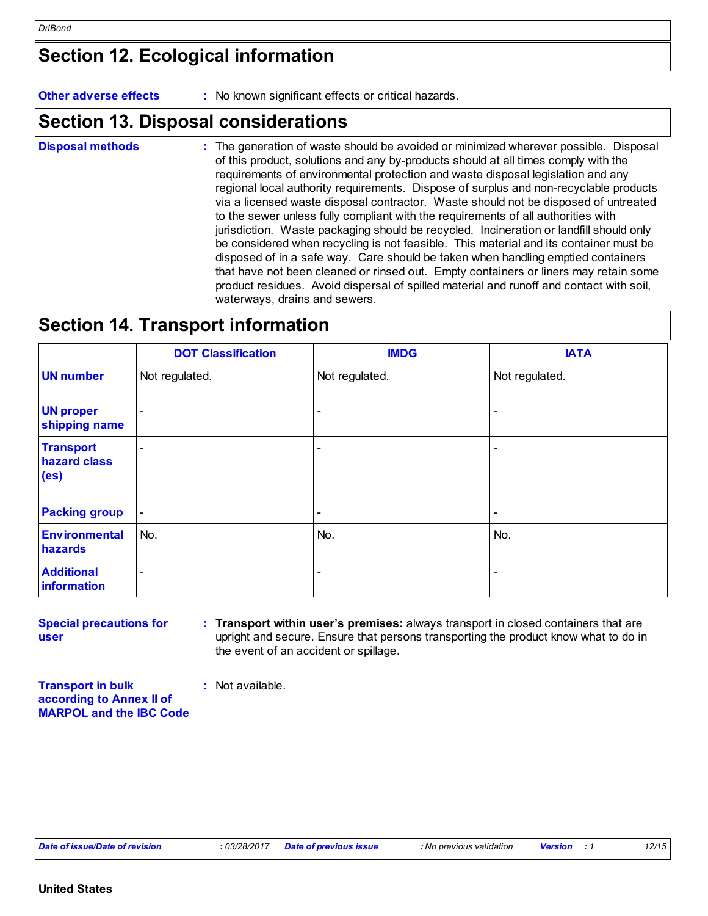## Section 12. Ecological information

**Other adverse effects** : No known significant effects or critical hazards.

## Section 13. Disposal considerations

**Disposal methods** : The generation of waste should be avoided or minimized wherever possible. Disposal of this product, solutions and any by-products should at all times comply with the requirements of environmental protection and waste disposal legislation and any regional local authority requirements. Dispose of surplus and non-recyclable products via a licensed waste disposal contractor. Waste should not be disposed of untreated to the sewer unless fully compliant with the requirements of all authorities with jurisdiction. Waste packaging should be recycled. Incineration or landfill should only be considered when recycling is not feasible. This material and its container must be disposed of in a safe way. Care should be taken when handling emptied containers that have not been cleaned or rinsed out. Empty containers or liners may retain some product residues. Avoid dispersal of spilled material and runoff and contact with soil, waterways, drains and sewers.

## Section 14. Transport information

| | DOT Classification | IMDG | IATA |
|---|---|---|---|
| UN number | Not regulated. | Not regulated. | Not regulated. |
| UN proper shipping name | - | - | - |
| Transport hazard class (es) | - | - | - |
| Packing group | - | - | - |
| Environmental hazards | No. | No. | No. |
| Additional information | - | - | - |

**Special precautions for user** : **Transport within user's premises:** always transport in closed containers that are upright and secure. Ensure that persons transporting the product know what to do in the event of an accident or spillage.

**Transport in bulk according to Annex II of MARPOL and the IBC Code** : Not available.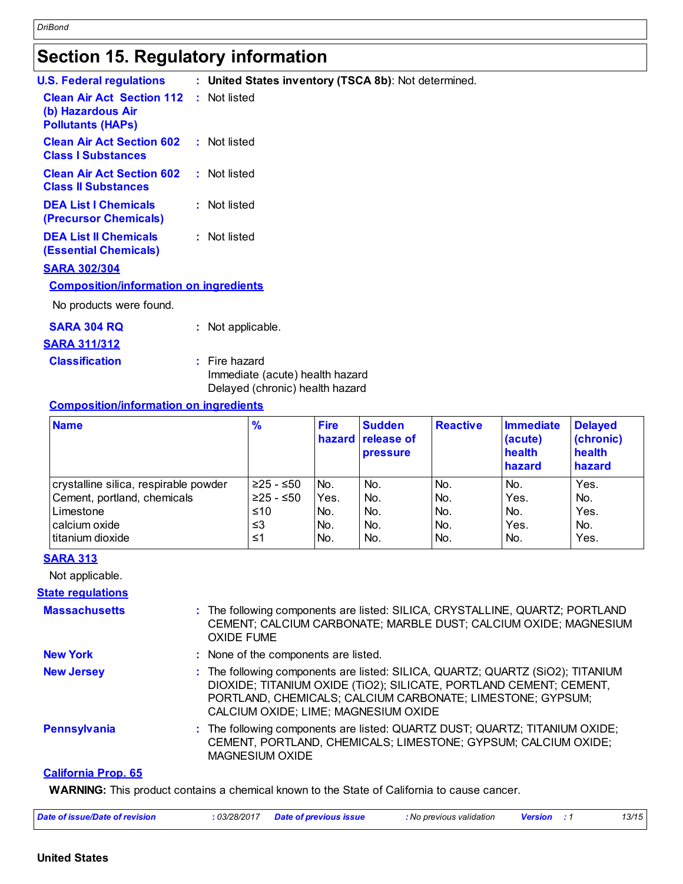## Section 15. Regulatory information

**U.S. Federal regulations** : **United States inventory (TSCA 8b)**: Not determined.

**Clean Air Act Section 112 (b) Hazardous Air Pollutants (HAPs)** : Not listed

**Clean Air Act Section 602 Class I Substances** : Not listed

**Clean Air Act Section 602 Class II Substances** : Not listed

**DEA List I Chemicals (Precursor Chemicals)** : Not listed

**DEA List II Chemicals (Essential Chemicals)** : Not listed

**SARA 302/304**

**Composition/information on ingredients**

No products were found.

**SARA 304 RQ** : Not applicable.

**SARA 311/312**

**Classification** : Fire hazard
Immediate (acute) health hazard
Delayed (chronic) health hazard

**Composition/information on ingredients**

| Name | % | Fire hazard | Sudden release of pressure | Reactive | Immediate (acute) health hazard | Delayed (chronic) health hazard |
|---|---|---|---|---|---|---|
| crystalline silica, respirable powder | ≥25 - ≤50 | No. | No. | No. | No. | Yes. |
| Cement, portland, chemicals | ≥25 - ≤50 | Yes. | No. | No. | Yes. | No. |
| Limestone | ≤10 | No. | No. | No. | No. | Yes. |
| calcium oxide | ≤3 | No. | No. | No. | Yes. | No. |
| titanium dioxide | ≤1 | No. | No. | No. | No. | Yes. |

**SARA 313**

Not applicable.

**State regulations**

**Massachusetts** : The following components are listed: SILICA, CRYSTALLINE, QUARTZ; PORTLAND CEMENT; CALCIUM CARBONATE; MARBLE DUST; CALCIUM OXIDE; MAGNESIUM OXIDE FUME

**New York** : None of the components are listed.

**New Jersey** : The following components are listed: SILICA, QUARTZ; QUARTZ (SiO2); TITANIUM DIOXIDE; TITANIUM OXIDE (TiO2); SILICATE, PORTLAND CEMENT; CEMENT, PORTLAND, CHEMICALS; CALCIUM CARBONATE; LIMESTONE; GYPSUM; CALCIUM OXIDE; LIME; MAGNESIUM OXIDE

**Pennsylvania** : The following components are listed: QUARTZ DUST; QUARTZ; TITANIUM OXIDE; CEMENT, PORTLAND, CHEMICALS; LIMESTONE; GYPSUM; CALCIUM OXIDE; MAGNESIUM OXIDE

**California Prop. 65**

**WARNING:** This product contains a chemical known to the State of California to cause cancer.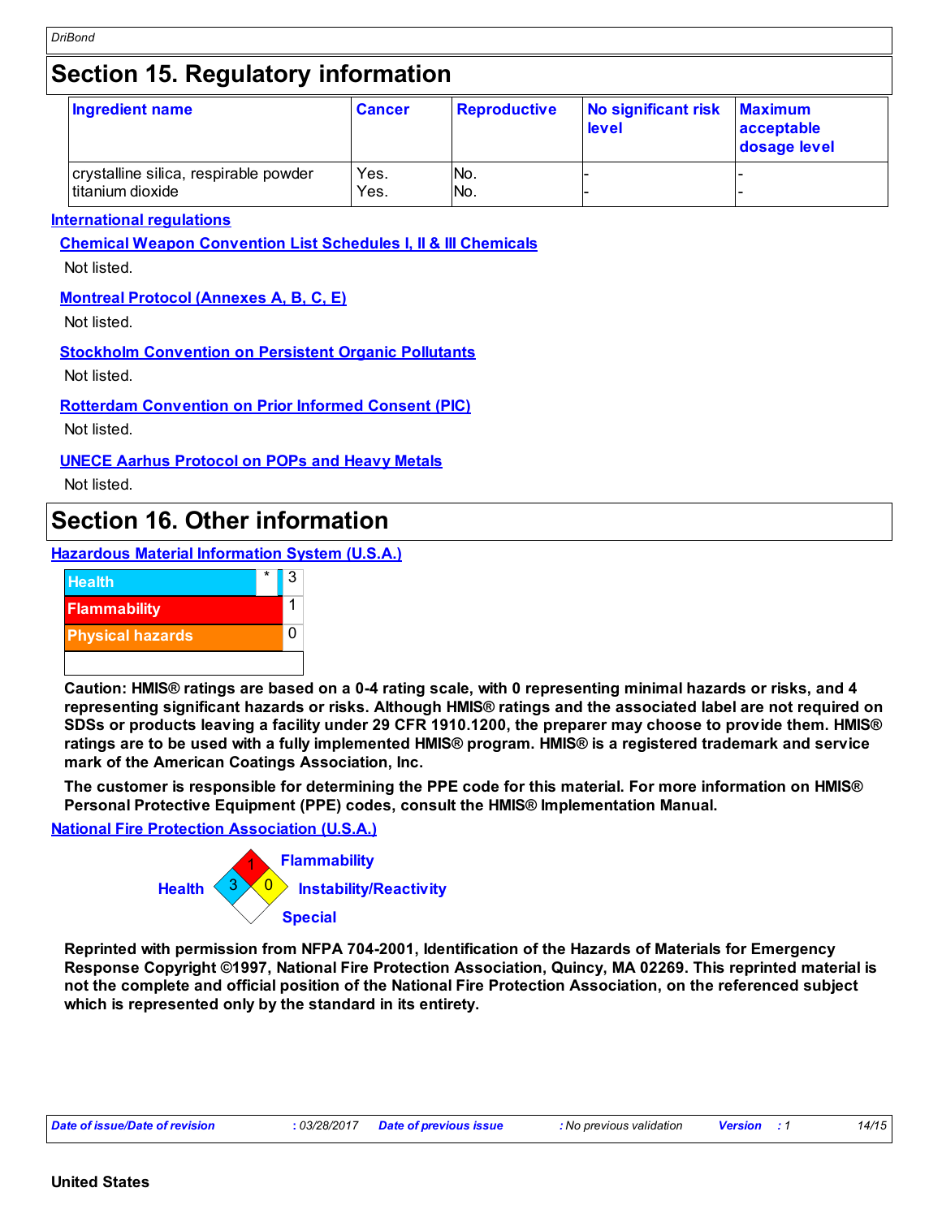## Section 15. Regulatory information

| Ingredient name | Cancer | Reproductive | No significant risk level | Maximum acceptable dosage level |
|---|---|---|---|---|
| crystalline silica, respirable powder | Yes. | No. | - | - |
| titanium dioxide | Yes. | No. | - | - |

### International regulations

**Chemical Weapon Convention List Schedules I, II & III Chemicals**

Not listed.

**Montreal Protocol (Annexes A, B, C, E)**

Not listed.

**Stockholm Convention on Persistent Organic Pollutants**

Not listed.

**Rotterdam Convention on Prior Informed Consent (PIC)**

Not listed.

**UNECE Aarhus Protocol on POPs and Heavy Metals**

Not listed.

## Section 16. Other information

### Hazardous Material Information System (U.S.A.)

| Category | | Rating |
|---|---|---|
| Health | * | 3 |
| Flammability | | 1 |
| Physical hazards | | 0 |

**Caution: HMIS® ratings are based on a 0-4 rating scale, with 0 representing minimal hazards or risks, and 4 representing significant hazards or risks. Although HMIS® ratings and the associated label are not required on SDSs or products leaving a facility under 29 CFR 1910.1200, the preparer may choose to provide them. HMIS® ratings are to be used with a fully implemented HMIS® program. HMIS® is a registered trademark and service mark of the American Coatings Association, Inc.**

**The customer is responsible for determining the PPE code for this material. For more information on HMIS® Personal Protective Equipment (PPE) codes, consult the HMIS® Implementation Manual.**

### National Fire Protection Association (U.S.A.)

- Flammability: 1
- Health: 3
- Instability/Reactivity: 0
- Special:

**Reprinted with permission from NFPA 704-2001, Identification of the Hazards of Materials for Emergency Response Copyright ©1997, National Fire Protection Association, Quincy, MA 02269. This reprinted material is not the complete and official position of the National Fire Protection Association, on the referenced subject which is represented only by the standard in its entirety.**

| Date of issue/Date of revision | : 03/28/2017 | Date of previous issue | : No previous validation | Version | : 1 |
|---|---|---|---|---|---|

United States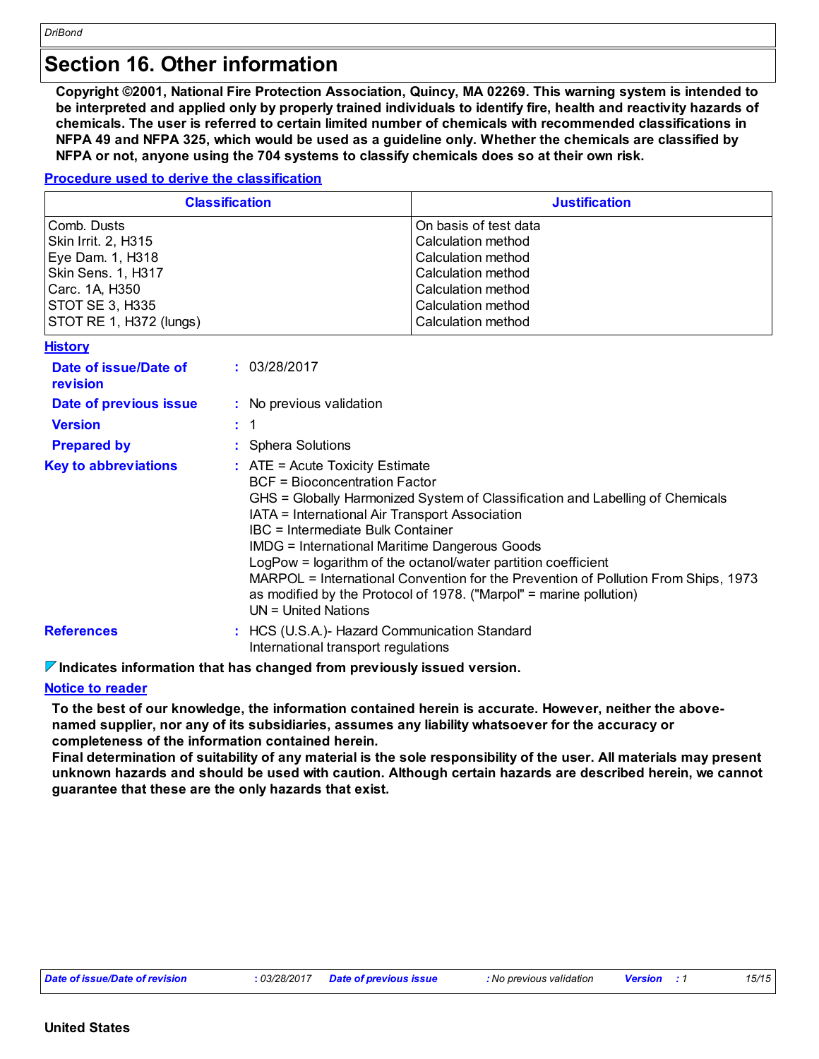# Section 16. Other information

**Copyright ©2001, National Fire Protection Association, Quincy, MA 02269. This warning system is intended to be interpreted and applied only by properly trained individuals to identify fire, health and reactivity hazards of chemicals. The user is referred to certain limited number of chemicals with recommended classifications in NFPA 49 and NFPA 325, which would be used as a guideline only. Whether the chemicals are classified by NFPA or not, anyone using the 704 systems to classify chemicals does so at their own risk.**

**Procedure used to derive the classification**

| Classification | Justification |
|---|---|
| Comb. Dusts | On basis of test data |
| Skin Irrit. 2, H315 | Calculation method |
| Eye Dam. 1, H318 | Calculation method |
| Skin Sens. 1, H317 | Calculation method |
| Carc. 1A, H350 | Calculation method |
| STOT SE 3, H335 | Calculation method |
| STOT RE 1, H372 (lungs) | Calculation method |

**History**

**Date of issue/Date of revision** : 03/28/2017

**Date of previous issue** : No previous validation

**Version** : 1

**Prepared by** : Sphera Solutions

**Key to abbreviations** : ATE = Acute Toxicity Estimate
BCF = Bioconcentration Factor
GHS = Globally Harmonized System of Classification and Labelling of Chemicals
IATA = International Air Transport Association
IBC = Intermediate Bulk Container
IMDG = International Maritime Dangerous Goods
LogPow = logarithm of the octanol/water partition coefficient
MARPOL = International Convention for the Prevention of Pollution From Ships, 1973 as modified by the Protocol of 1978. ("Marpol" = marine pollution)
UN = United Nations

**References** : HCS (U.S.A.)- Hazard Communication Standard
International transport regulations

**Indicates information that has changed from previously issued version.**

**Notice to reader**

**To the best of our knowledge, the information contained herein is accurate. However, neither the above-named supplier, nor any of its subsidiaries, assumes any liability whatsoever for the accuracy or completeness of the information contained herein.**
**Final determination of suitability of any material is the sole responsibility of the user. All materials may present unknown hazards and should be used with caution. Although certain hazards are described herein, we cannot guarantee that these are the only hazards that exist.**